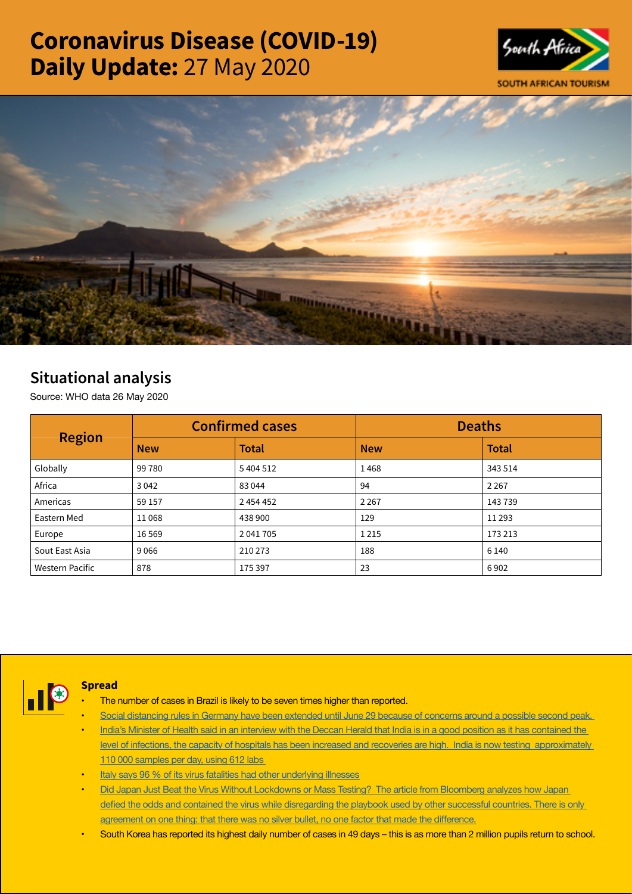# Coronavirus Disease (COVID-19) Daily Update: 27 May 2020

SOUTH AFRICAN TOURISM

## Situational analysis

Source: WHO data 26 May 2020

| Region | Confirmed cases | | Deaths | |
|---|---|---|---|---|
| | New | Total | New | Total |
| Globally | 99 780 | 5 404 512 | 1 468 | 343 514 |
| Africa | 3 042 | 83 044 | 94 | 2 267 |
| Americas | 59 157 | 2 454 452 | 2 267 | 143 739 |
| Eastern Med | 11 068 | 438 900 | 129 | 11 293 |
| Europe | 16 569 | 2 041 705 | 1 215 | 173 213 |
| Sout East Asia | 9 066 | 210 273 | 188 | 6 140 |
| Western Pacific | 878 | 175 397 | 23 | 6 902 |

### Spread

- The number of cases in Brazil is likely to be seven times higher than reported.
- Social distancing rules in Germany have been extended until June 29 because of concerns around a possible second peak.
- India's Minister of Health said in an interview with the Deccan Herald that India is in a good position as it has contained the level of infections, the capacity of hospitals has been increased and recoveries are high. India is now testing approximately 110 000 samples per day, using 612 labs
- Italy says 96 % of its virus fatalities had other underlying illnesses
- Did Japan Just Beat the Virus Without Lockdowns or Mass Testing? The article from Bloomberg analyzes how Japan defied the odds and contained the virus while disregarding the playbook used by other successful countries. There is only agreement on one thing: that there was no silver bullet, no one factor that made the difference.
- South Korea has reported its highest daily number of cases in 49 days – this is as more than 2 million pupils return to school.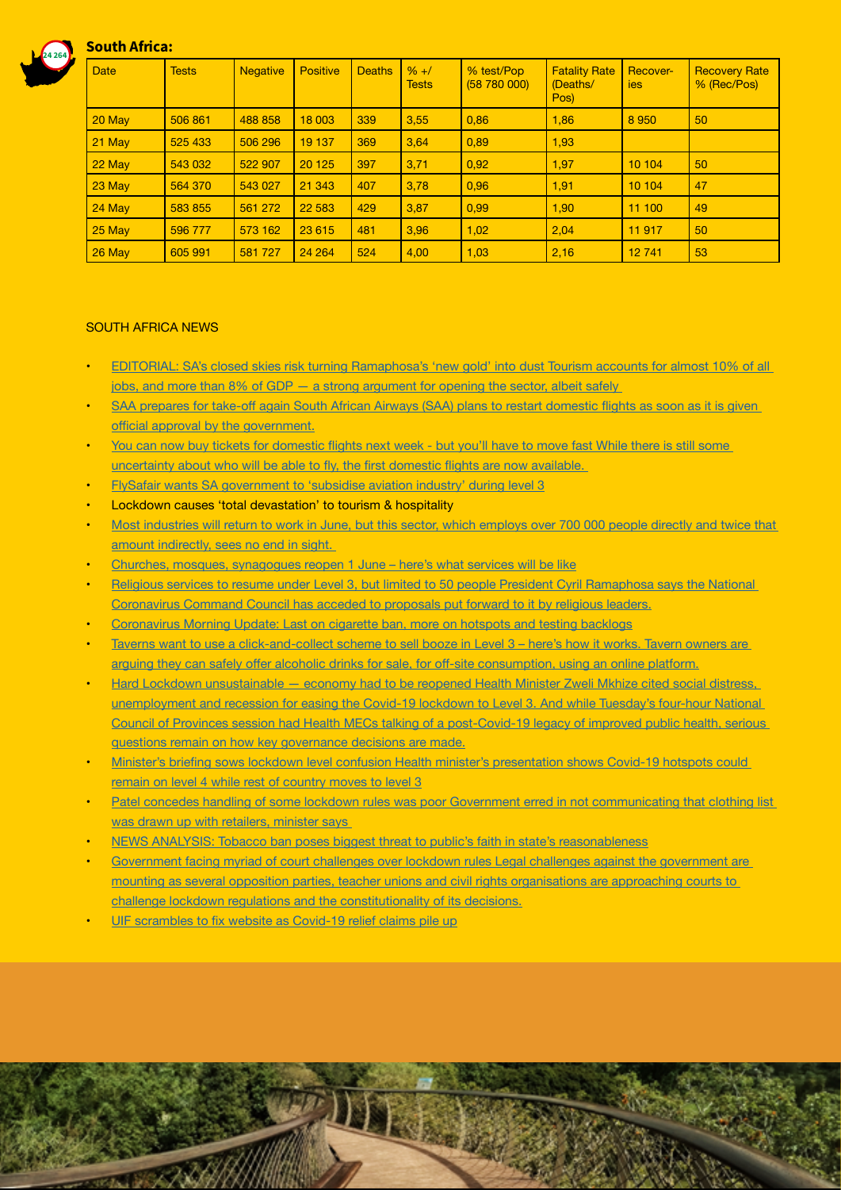## South Africa:

| Date | Tests | Negative | Positive | Deaths | % +/ Tests | % test/Pop (58 780 000) | Fatality Rate (Deaths/ Pos) | Recover-ies | Recovery Rate % (Rec/Pos) |
|---|---|---|---|---|---|---|---|---|---|
| 20 May | 506 861 | 488 858 | 18 003 | 339 | 3,55 | 0,86 | 1,86 | 8 950 | 50 |
| 21 May | 525 433 | 506 296 | 19 137 | 369 | 3,64 | 0,89 | 1,93 | | |
| 22 May | 543 032 | 522 907 | 20 125 | 397 | 3,71 | 0,92 | 1,97 | 10 104 | 50 |
| 23 May | 564 370 | 543 027 | 21 343 | 407 | 3,78 | 0,96 | 1,91 | 10 104 | 47 |
| 24 May | 583 855 | 561 272 | 22 583 | 429 | 3,87 | 0,99 | 1,90 | 11 100 | 49 |
| 25 May | 596 777 | 573 162 | 23 615 | 481 | 3,96 | 1,02 | 2,04 | 11 917 | 50 |
| 26 May | 605 991 | 581 727 | 24 264 | 524 | 4,00 | 1,03 | 2,16 | 12 741 | 53 |

SOUTH AFRICA NEWS

- EDITORIAL: SA's closed skies risk turning Ramaphosa's 'new gold' into dust Tourism accounts for almost 10% of all jobs, and more than 8% of GDP — a strong argument for opening the sector, albeit safely
- SAA prepares for take-off again South African Airways (SAA) plans to restart domestic flights as soon as it is given official approval by the government.
- You can now buy tickets for domestic flights next week - but you'll have to move fast While there is still some uncertainty about who will be able to fly, the first domestic flights are now available.
- FlySafair wants SA government to 'subsidise aviation industry' during level 3
- Lockdown causes 'total devastation' to tourism & hospitality
- Most industries will return to work in June, but this sector, which employs over 700 000 people directly and twice that amount indirectly, sees no end in sight.
- Churches, mosques, synagogues reopen 1 June – here's what services will be like
- Religious services to resume under Level 3, but limited to 50 people President Cyril Ramaphosa says the National Coronavirus Command Council has acceded to proposals put forward to it by religious leaders.
- Coronavirus Morning Update: Last on cigarette ban, more on hotspots and testing backlogs
- Taverns want to use a click-and-collect scheme to sell booze in Level 3 – here's how it works. Tavern owners are arguing they can safely offer alcoholic drinks for sale, for off-site consumption, using an online platform.
- Hard Lockdown unsustainable — economy had to be reopened Health Minister Zweli Mkhize cited social distress, unemployment and recession for easing the Covid-19 lockdown to Level 3. And while Tuesday's four-hour National Council of Provinces session had Health MECs talking of a post-Covid-19 legacy of improved public health, serious questions remain on how key governance decisions are made.
- Minister's briefing sows lockdown level confusion Health minister's presentation shows Covid-19 hotspots could remain on level 4 while rest of country moves to level 3
- Patel concedes handling of some lockdown rules was poor Government erred in not communicating that clothing list was drawn up with retailers, minister says
- NEWS ANALYSIS: Tobacco ban poses biggest threat to public's faith in state's reasonableness
- Government facing myriad of court challenges over lockdown rules Legal challenges against the government are mounting as several opposition parties, teacher unions and civil rights organisations are approaching courts to challenge lockdown regulations and the constitutionality of its decisions.
- UIF scrambles to fix website as Covid-19 relief claims pile up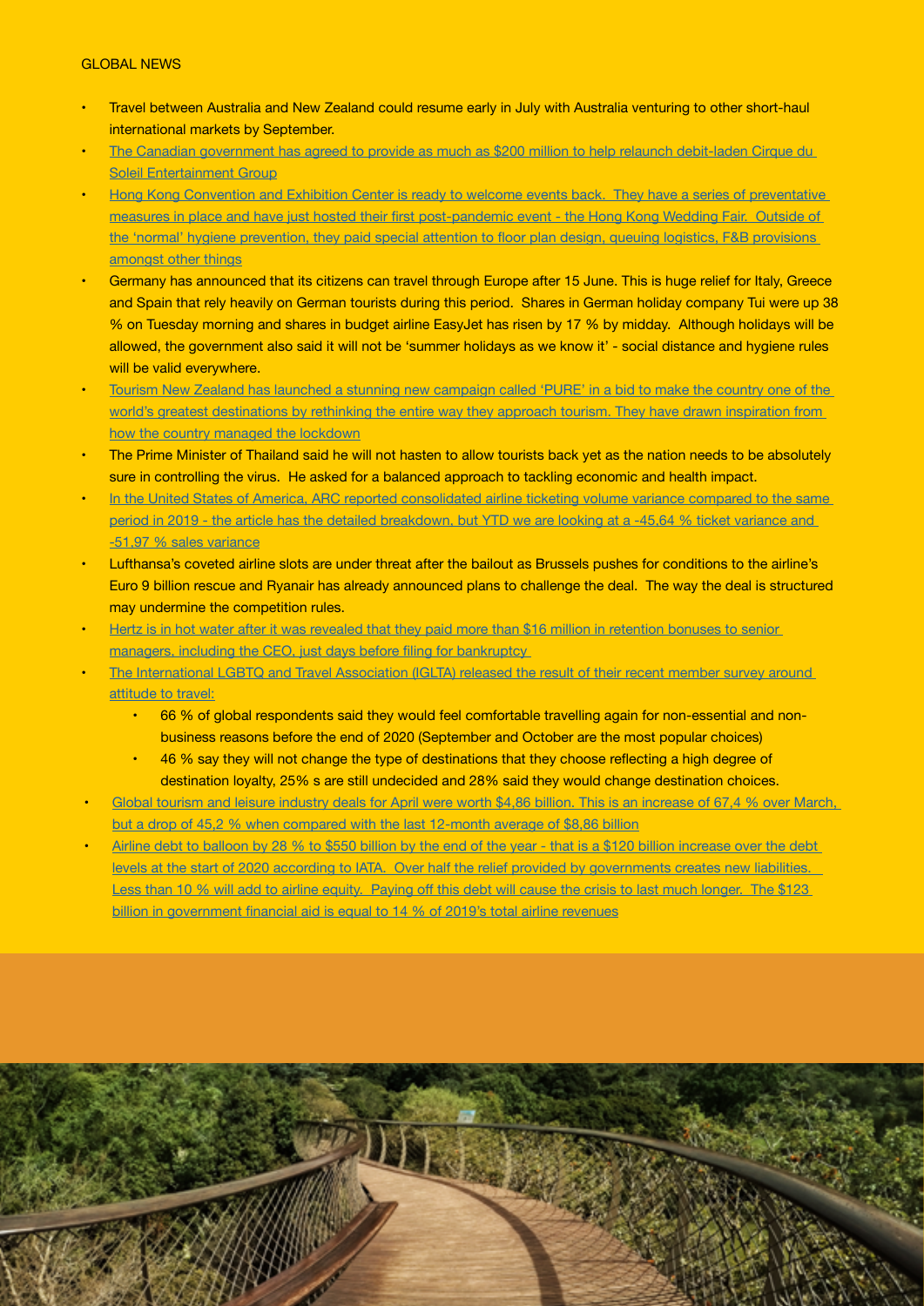GLOBAL NEWS

- Travel between Australia and New Zealand could resume early in July with Australia venturing to other short-haul international markets by September.
- The Canadian government has agreed to provide as much as $200 million to help relaunch debit-laden Cirque du Soleil Entertainment Group
- Hong Kong Convention and Exhibition Center is ready to welcome events back. They have a series of preventative measures in place and have just hosted their first post-pandemic event - the Hong Kong Wedding Fair. Outside of the 'normal' hygiene prevention, they paid special attention to floor plan design, queuing logistics, F&B provisions amongst other things
- Germany has announced that its citizens can travel through Europe after 15 June. This is huge relief for Italy, Greece and Spain that rely heavily on German tourists during this period. Shares in German holiday company Tui were up 38 % on Tuesday morning and shares in budget airline EasyJet has risen by 17 % by midday. Although holidays will be allowed, the government also said it will not be 'summer holidays as we know it' - social distance and hygiene rules will be valid everywhere.
- Tourism New Zealand has launched a stunning new campaign called 'PURE' in a bid to make the country one of the world's greatest destinations by rethinking the entire way they approach tourism. They have drawn inspiration from how the country managed the lockdown
- The Prime Minister of Thailand said he will not hasten to allow tourists back yet as the nation needs to be absolutely sure in controlling the virus. He asked for a balanced approach to tackling economic and health impact.
- In the United States of America, ARC reported consolidated airline ticketing volume variance compared to the same period in 2019 - the article has the detailed breakdown, but YTD we are looking at a -45,64 % ticket variance and -51,97 % sales variance
- Lufthansa's coveted airline slots are under threat after the bailout as Brussels pushes for conditions to the airline's Euro 9 billion rescue and Ryanair has already announced plans to challenge the deal. The way the deal is structured may undermine the competition rules.
- Hertz is in hot water after it was revealed that they paid more than $16 million in retention bonuses to senior managers, including the CEO, just days before filing for bankruptcy
- The International LGBTQ and Travel Association (IGLTA) released the result of their recent member survey around attitude to travel:
  - 66 % of global respondents said they would feel comfortable travelling again for non-essential and non-business reasons before the end of 2020 (September and October are the most popular choices)
  - 46 % say they will not change the type of destinations that they choose reflecting a high degree of destination loyalty, 25% s are still undecided and 28% said they would change destination choices.
- Global tourism and leisure industry deals for April were worth $4,86 billion. This is an increase of 67,4 % over March, but a drop of 45,2 % when compared with the last 12-month average of $8,86 billion
- Airline debt to balloon by 28 % to $550 billion by the end of the year - that is a $120 billion increase over the debt levels at the start of 2020 according to IATA. Over half the relief provided by governments creates new liabilities. Less than 10 % will add to airline equity. Paying off this debt will cause the crisis to last much longer. The $123 billion in government financial aid is equal to 14 % of 2019's total airline revenues